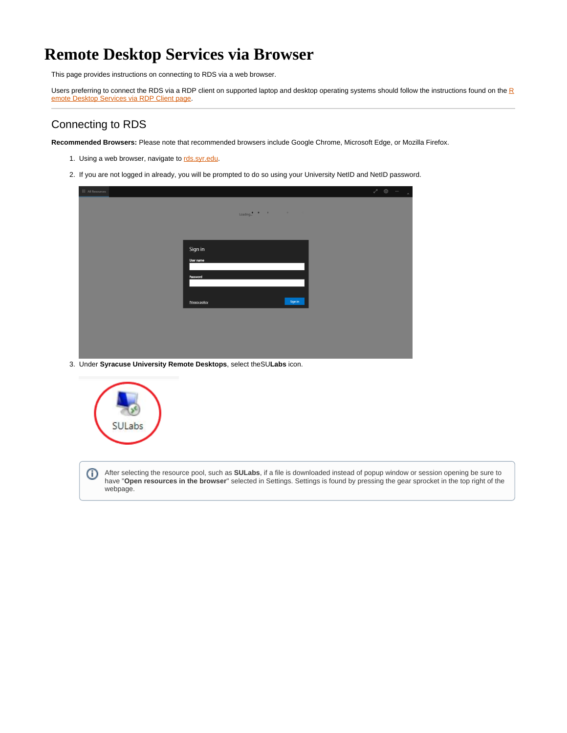# Remote Desktop Services via Browser

This page provides instructions on connecting to RDS via a web browser.

Users preferring to connect the RDS via a RDP client on supported laptop and desktop operating systems should follow the instructions found on the [Remote Desktop Services via RDP Client page](#).

## Connecting to RDS

**Recommended Browsers:** Please note that recommended browsers include Google Chrome, Microsoft Edge, or Mozilla Firefox.

1. Using a web browser, navigate to [rds.syr.edu](#).
2. If you are not logged in already, you will be prompted to do so using your University NetID and NetID password.
3. Under **Syracuse University Remote Desktops**, select theSU**Labs** icon.

> After selecting the resource pool, such as **SULabs**, if a file is downloaded instead of popup window or session opening be sure to have "**Open resources in the browser**" selected in Settings. Settings is found by pressing the gear sprocket in the top right of the webpage.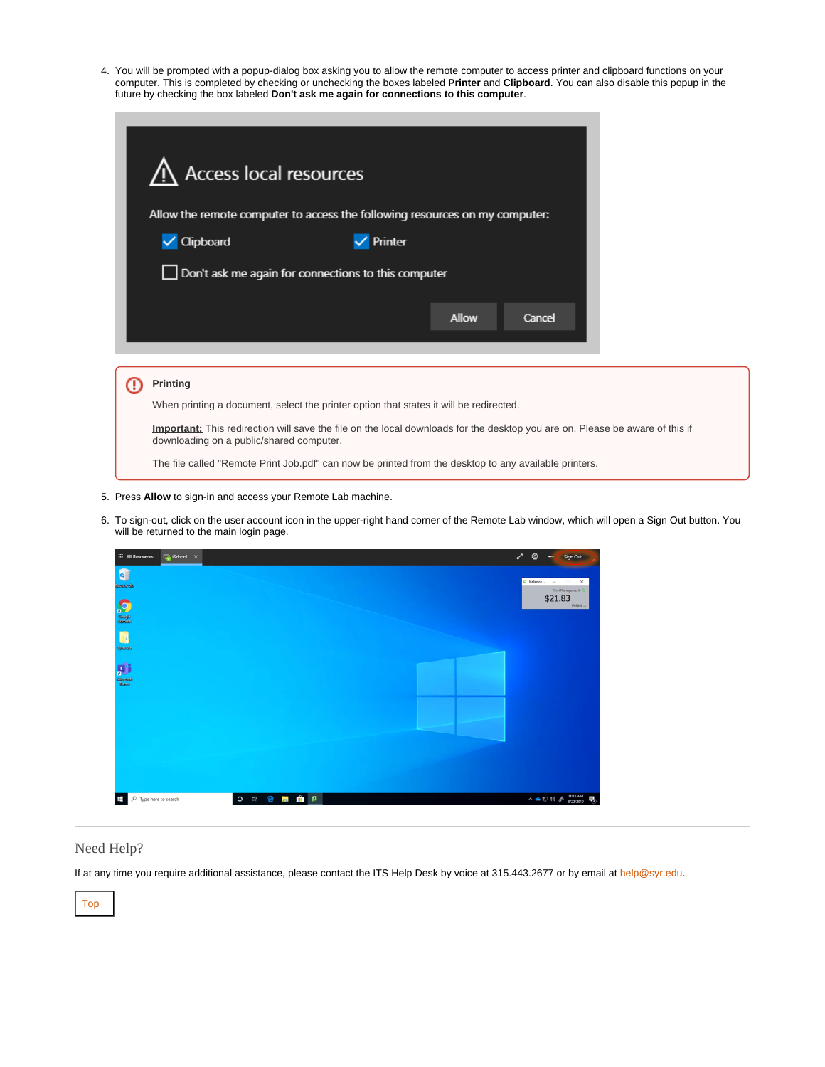4. You will be prompted with a popup-dialog box asking you to allow the remote computer to access printer and clipboard functions on your computer. This is completed by checking or unchecking the boxes labeled **Printer** and **Clipboard**. You can also disable this popup in the future by checking the box labeled **Don't ask me again for connections to this computer**.

> **Printing**
>
> When printing a document, select the printer option that states it will be redirected.
>
> **Important:** This redirection will save the file on the local downloads for the desktop you are on. Please be aware of this if downloading on a public/shared computer.
>
> The file called "Remote Print Job.pdf" can now be printed from the desktop to any available printers.

5. Press **Allow** to sign-in and access your Remote Lab machine.
6. To sign-out, click on the user account icon in the upper-right hand corner of the Remote Lab window, which will open a Sign Out button. You will be returned to the main login page.

## Need Help?

If at any time you require additional assistance, please contact the ITS Help Desk by voice at 315.443.2677 or by email at help@syr.edu.

Top